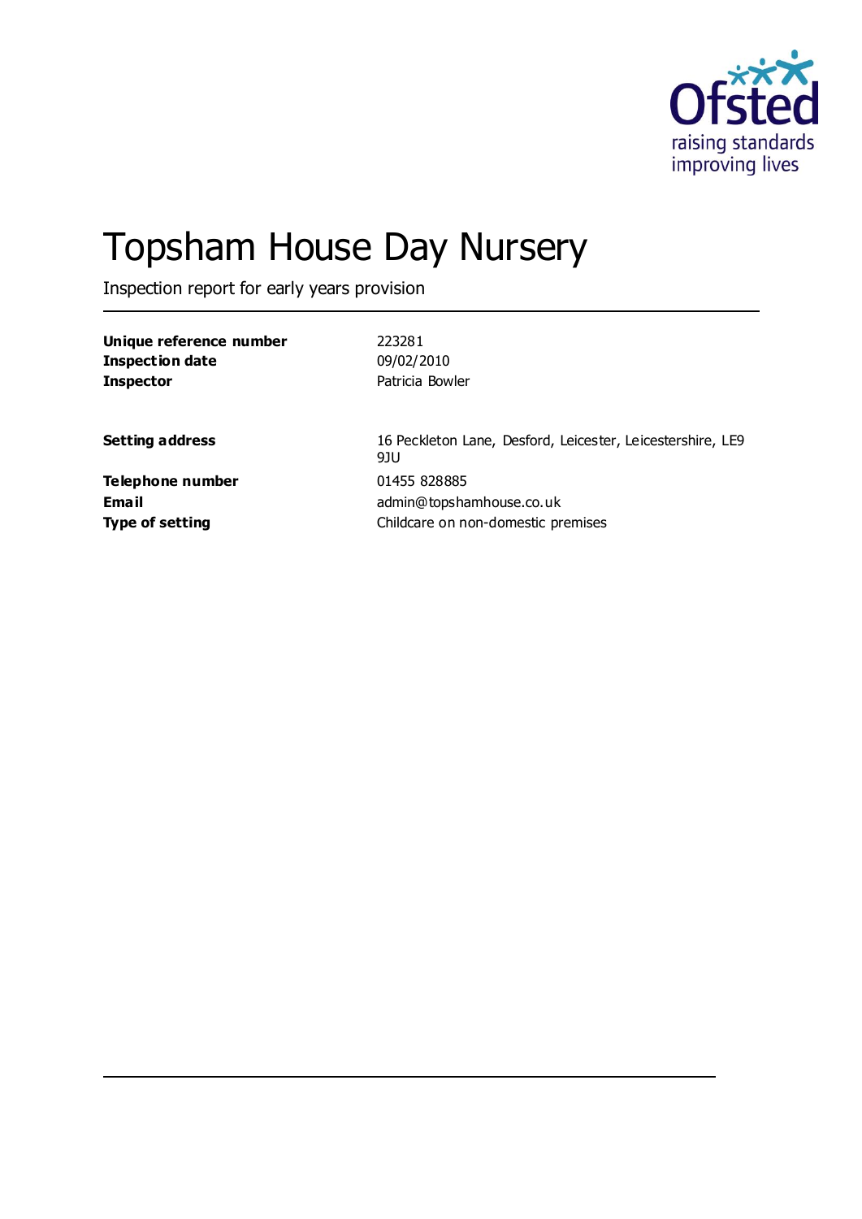# Topsham House Day Nursery

Inspection report for early years provision

| | |
|---|---|
| **Unique reference number** | 223281 |
| **Inspection date** | 09/02/2010 |
| **Inspector** | Patricia Bowler |

| | |
|---|---|
| **Setting address** | 16 Peckleton Lane, Desford, Leicester, Leicestershire, LE9 9JU |
| **Telephone number** | 01455 828885 |
| **Email** | admin@topshamhouse.co.uk |
| **Type of setting** | Childcare on non-domestic premises |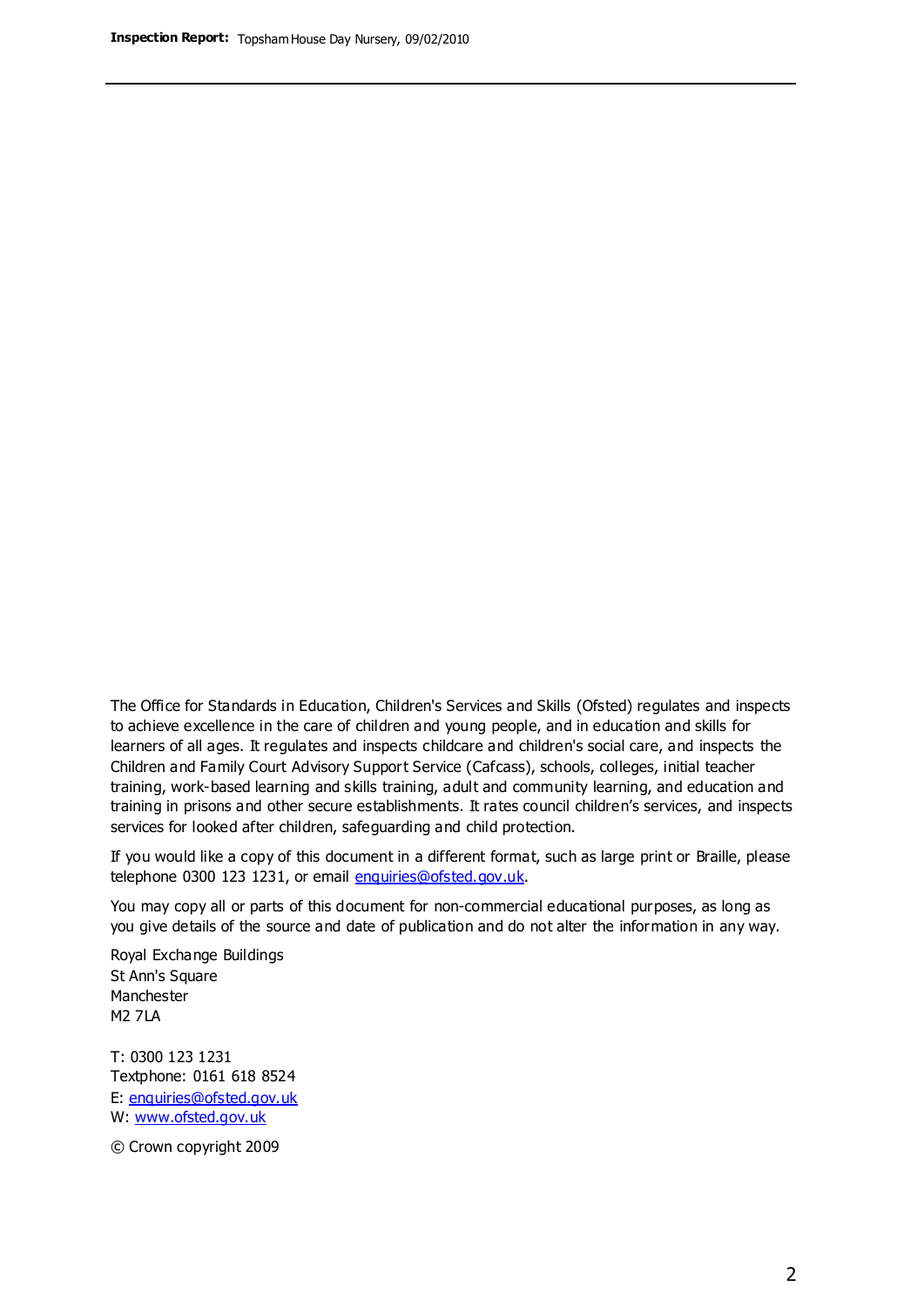The Office for Standards in Education, Children's Services and Skills (Ofsted) regulates and inspects to achieve excellence in the care of children and young people, and in education and skills for learners of all ages. It regulates and inspects childcare and children's social care, and inspects the Children and Family Court Advisory Support Service (Cafcass), schools, colleges, initial teacher training, work-based learning and skills training, adult and community learning, and education and training in prisons and other secure establishments. It rates council children's services, and inspects services for looked after children, safeguarding and child protection.

If you would like a copy of this document in a different format, such as large print or Braille, please telephone 0300 123 1231, or email enquiries@ofsted.gov.uk.

You may copy all or parts of this document for non-commercial educational purposes, as long as you give details of the source and date of publication and do not alter the information in any way.

Royal Exchange Buildings
St Ann's Square
Manchester
M2 7LA

T: 0300 123 1231
Textphone: 0161 618 8524
E: enquiries@ofsted.gov.uk
W: www.ofsted.gov.uk

© Crown copyright 2009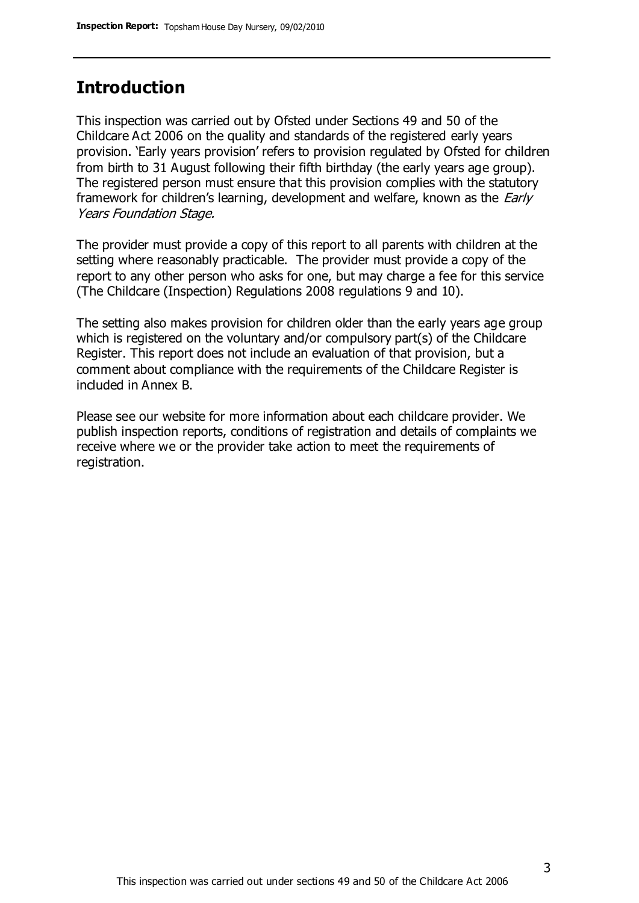## Introduction

This inspection was carried out by Ofsted under Sections 49 and 50 of the Childcare Act 2006 on the quality and standards of the registered early years provision. 'Early years provision' refers to provision regulated by Ofsted for children from birth to 31 August following their fifth birthday (the early years age group). The registered person must ensure that this provision complies with the statutory framework for children's learning, development and welfare, known as the *Early Years Foundation Stage.*

The provider must provide a copy of this report to all parents with children at the setting where reasonably practicable. The provider must provide a copy of the report to any other person who asks for one, but may charge a fee for this service (The Childcare (Inspection) Regulations 2008 regulations 9 and 10).

The setting also makes provision for children older than the early years age group which is registered on the voluntary and/or compulsory part(s) of the Childcare Register. This report does not include an evaluation of that provision, but a comment about compliance with the requirements of the Childcare Register is included in Annex B.

Please see our website for more information about each childcare provider. We publish inspection reports, conditions of registration and details of complaints we receive where we or the provider take action to meet the requirements of registration.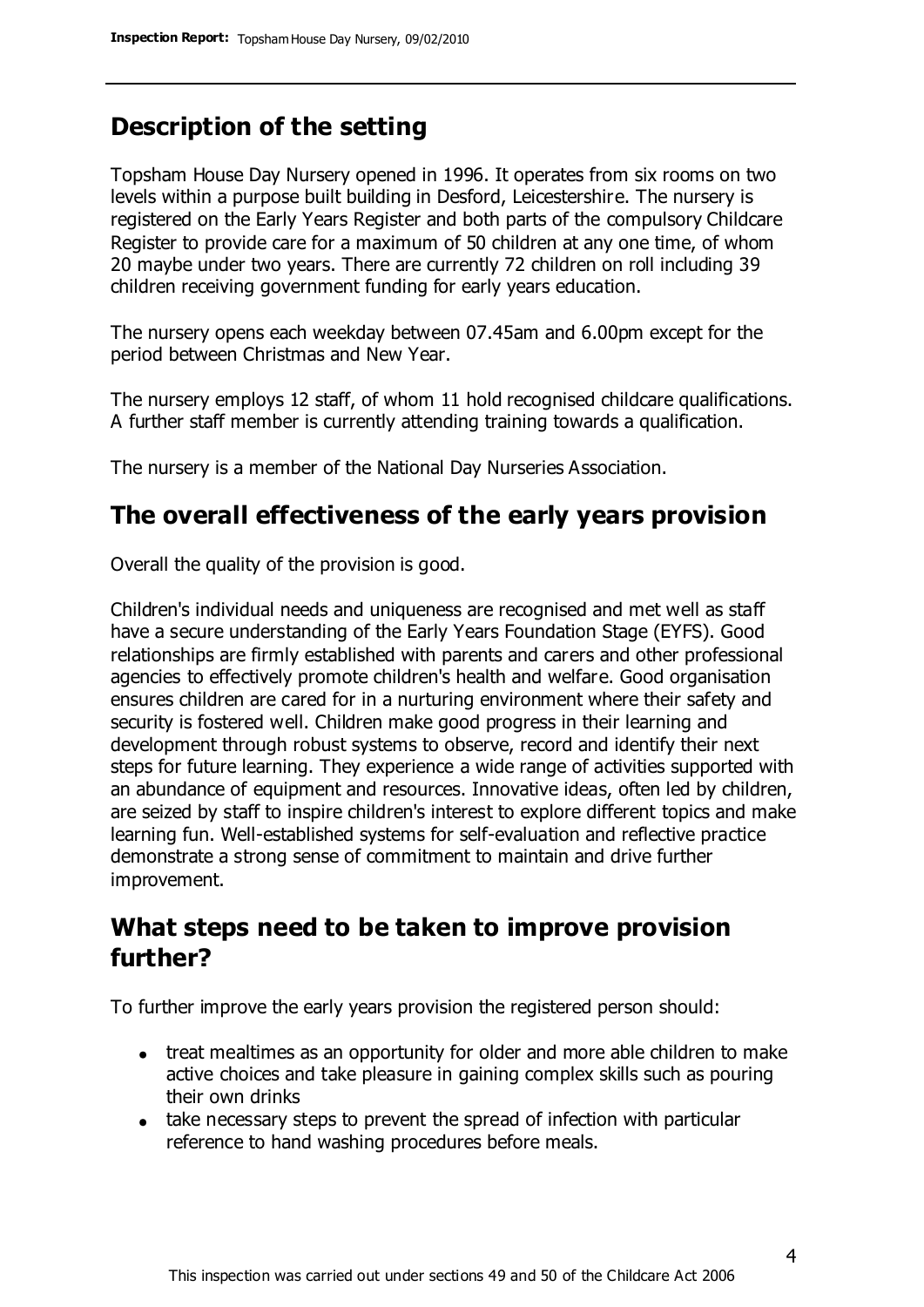## Description of the setting

Topsham House Day Nursery opened in 1996. It operates from six rooms on two levels within a purpose built building in Desford, Leicestershire. The nursery is registered on the Early Years Register and both parts of the compulsory Childcare Register to provide care for a maximum of 50 children at any one time, of whom 20 maybe under two years. There are currently 72 children on roll including 39 children receiving government funding for early years education.

The nursery opens each weekday between 07.45am and 6.00pm except for the period between Christmas and New Year.

The nursery employs 12 staff, of whom 11 hold recognised childcare qualifications. A further staff member is currently attending training towards a qualification.

The nursery is a member of the National Day Nurseries Association.

## The overall effectiveness of the early years provision

Overall the quality of the provision is good.

Children's individual needs and uniqueness are recognised and met well as staff have a secure understanding of the Early Years Foundation Stage (EYFS). Good relationships are firmly established with parents and carers and other professional agencies to effectively promote children's health and welfare. Good organisation ensures children are cared for in a nurturing environment where their safety and security is fostered well. Children make good progress in their learning and development through robust systems to observe, record and identify their next steps for future learning. They experience a wide range of activities supported with an abundance of equipment and resources. Innovative ideas, often led by children, are seized by staff to inspire children's interest to explore different topics and make learning fun. Well-established systems for self-evaluation and reflective practice demonstrate a strong sense of commitment to maintain and drive further improvement.

## What steps need to be taken to improve provision further?

To further improve the early years provision the registered person should:

- treat mealtimes as an opportunity for older and more able children to make active choices and take pleasure in gaining complex skills such as pouring their own drinks
- take necessary steps to prevent the spread of infection with particular reference to hand washing procedures before meals.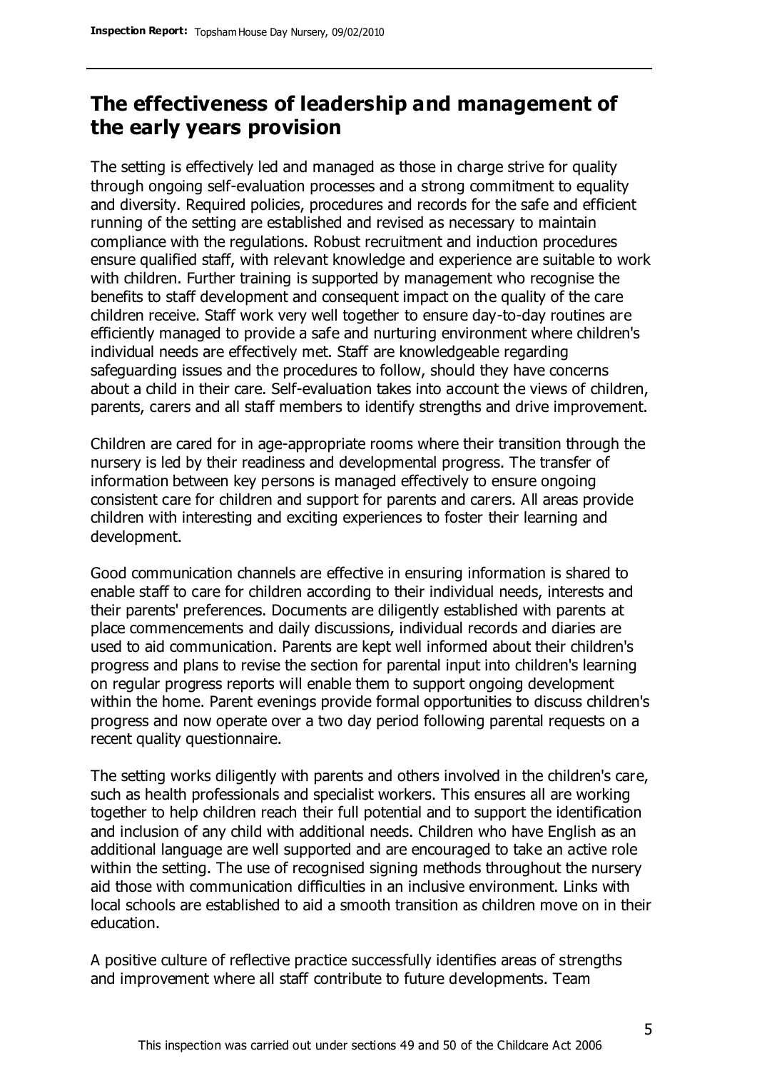## The effectiveness of leadership and management of the early years provision

The setting is effectively led and managed as those in charge strive for quality through ongoing self-evaluation processes and a strong commitment to equality and diversity. Required policies, procedures and records for the safe and efficient running of the setting are established and revised as necessary to maintain compliance with the regulations. Robust recruitment and induction procedures ensure qualified staff, with relevant knowledge and experience are suitable to work with children. Further training is supported by management who recognise the benefits to staff development and consequent impact on the quality of the care children receive. Staff work very well together to ensure day-to-day routines are efficiently managed to provide a safe and nurturing environment where children's individual needs are effectively met. Staff are knowledgeable regarding safeguarding issues and the procedures to follow, should they have concerns about a child in their care. Self-evaluation takes into account the views of children, parents, carers and all staff members to identify strengths and drive improvement.

Children are cared for in age-appropriate rooms where their transition through the nursery is led by their readiness and developmental progress. The transfer of information between key persons is managed effectively to ensure ongoing consistent care for children and support for parents and carers. All areas provide children with interesting and exciting experiences to foster their learning and development.

Good communication channels are effective in ensuring information is shared to enable staff to care for children according to their individual needs, interests and their parents' preferences. Documents are diligently established with parents at place commencements and daily discussions, individual records and diaries are used to aid communication. Parents are kept well informed about their children's progress and plans to revise the section for parental input into children's learning on regular progress reports will enable them to support ongoing development within the home. Parent evenings provide formal opportunities to discuss children's progress and now operate over a two day period following parental requests on a recent quality questionnaire.

The setting works diligently with parents and others involved in the children's care, such as health professionals and specialist workers. This ensures all are working together to help children reach their full potential and to support the identification and inclusion of any child with additional needs. Children who have English as an additional language are well supported and are encouraged to take an active role within the setting. The use of recognised signing methods throughout the nursery aid those with communication difficulties in an inclusive environment. Links with local schools are established to aid a smooth transition as children move on in their education.

A positive culture of reflective practice successfully identifies areas of strengths and improvement where all staff contribute to future developments. Team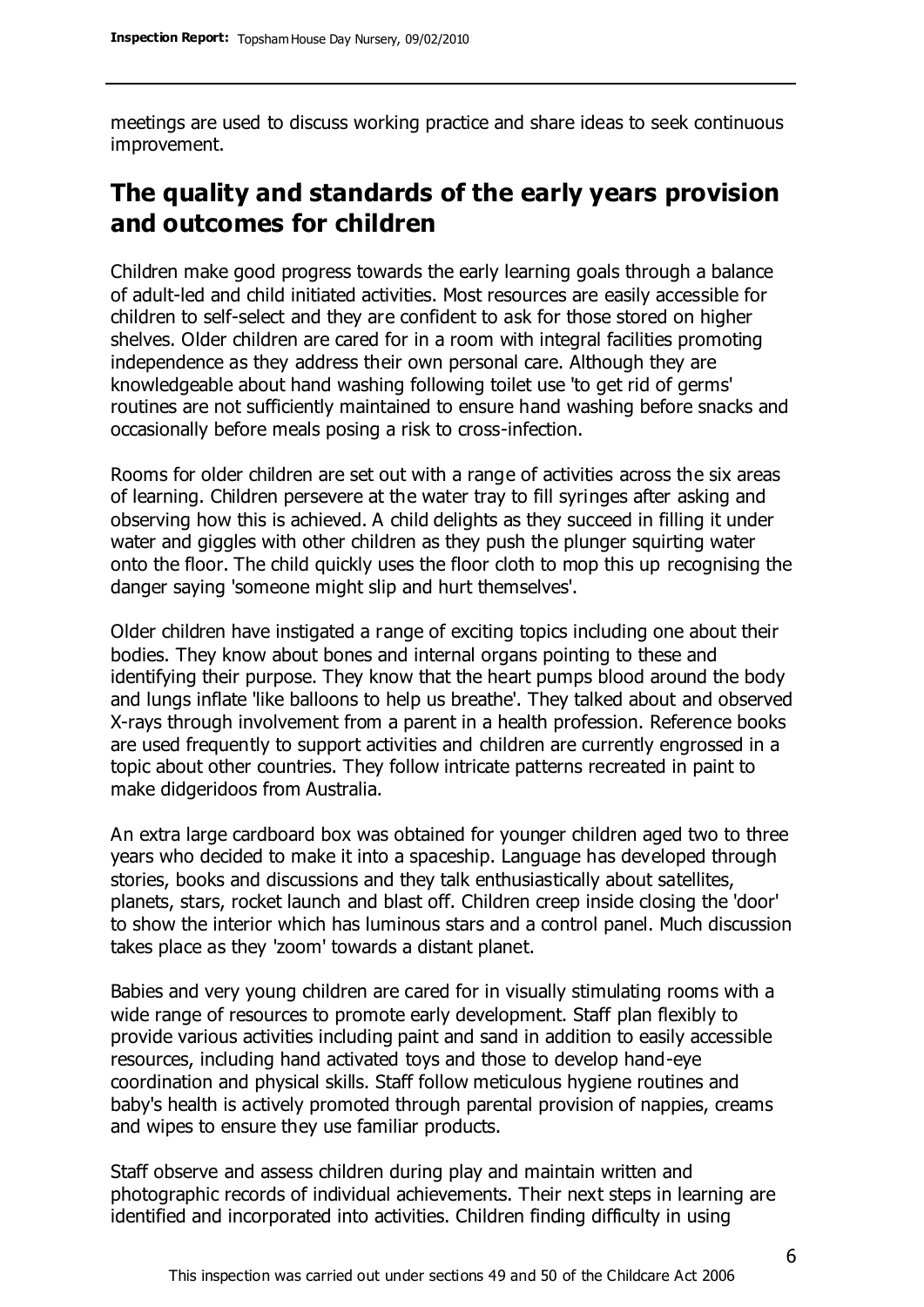meetings are used to discuss working practice and share ideas to seek continuous improvement.

## The quality and standards of the early years provision and outcomes for children

Children make good progress towards the early learning goals through a balance of adult-led and child initiated activities. Most resources are easily accessible for children to self-select and they are confident to ask for those stored on higher shelves. Older children are cared for in a room with integral facilities promoting independence as they address their own personal care. Although they are knowledgeable about hand washing following toilet use 'to get rid of germs' routines are not sufficiently maintained to ensure hand washing before snacks and occasionally before meals posing a risk to cross-infection.

Rooms for older children are set out with a range of activities across the six areas of learning. Children persevere at the water tray to fill syringes after asking and observing how this is achieved. A child delights as they succeed in filling it under water and giggles with other children as they push the plunger squirting water onto the floor. The child quickly uses the floor cloth to mop this up recognising the danger saying 'someone might slip and hurt themselves'.

Older children have instigated a range of exciting topics including one about their bodies. They know about bones and internal organs pointing to these and identifying their purpose. They know that the heart pumps blood around the body and lungs inflate 'like balloons to help us breathe'. They talked about and observed X-rays through involvement from a parent in a health profession. Reference books are used frequently to support activities and children are currently engrossed in a topic about other countries. They follow intricate patterns recreated in paint to make didgeridoos from Australia.

An extra large cardboard box was obtained for younger children aged two to three years who decided to make it into a spaceship. Language has developed through stories, books and discussions and they talk enthusiastically about satellites, planets, stars, rocket launch and blast off. Children creep inside closing the 'door' to show the interior which has luminous stars and a control panel. Much discussion takes place as they 'zoom' towards a distant planet.

Babies and very young children are cared for in visually stimulating rooms with a wide range of resources to promote early development. Staff plan flexibly to provide various activities including paint and sand in addition to easily accessible resources, including hand activated toys and those to develop hand-eye coordination and physical skills. Staff follow meticulous hygiene routines and baby's health is actively promoted through parental provision of nappies, creams and wipes to ensure they use familiar products.

Staff observe and assess children during play and maintain written and photographic records of individual achievements. Their next steps in learning are identified and incorporated into activities. Children finding difficulty in using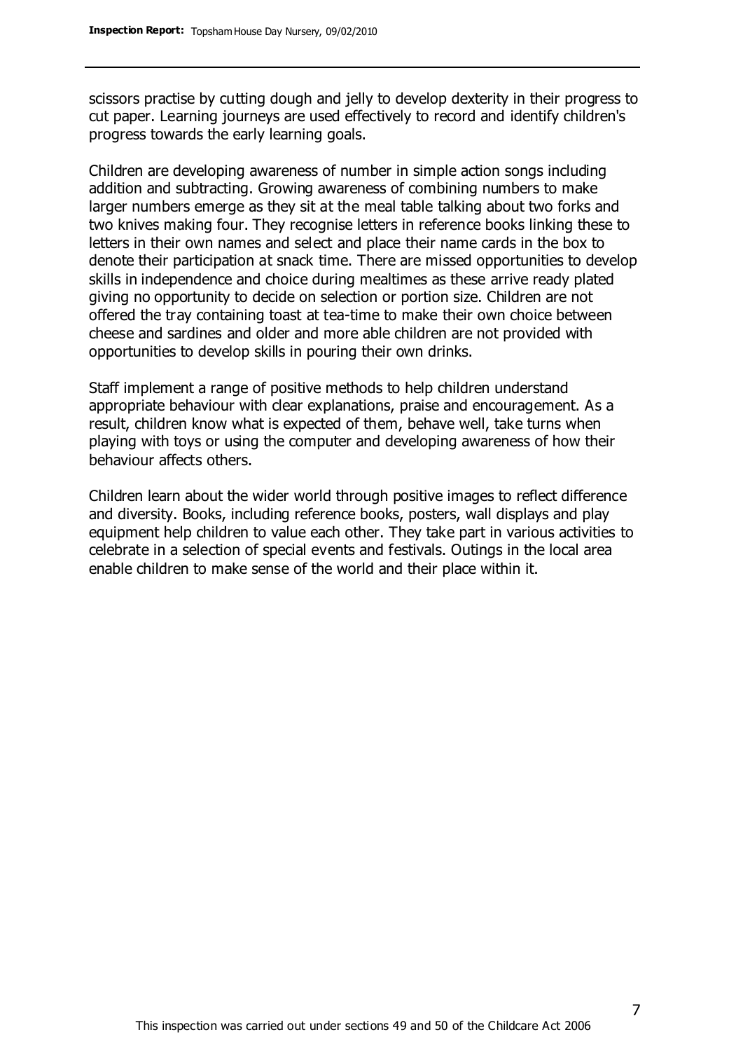scissors practise by cutting dough and jelly to develop dexterity in their progress to cut paper. Learning journeys are used effectively to record and identify children's progress towards the early learning goals.

Children are developing awareness of number in simple action songs including addition and subtracting. Growing awareness of combining numbers to make larger numbers emerge as they sit at the meal table talking about two forks and two knives making four. They recognise letters in reference books linking these to letters in their own names and select and place their name cards in the box to denote their participation at snack time. There are missed opportunities to develop skills in independence and choice during mealtimes as these arrive ready plated giving no opportunity to decide on selection or portion size. Children are not offered the tray containing toast at tea-time to make their own choice between cheese and sardines and older and more able children are not provided with opportunities to develop skills in pouring their own drinks.

Staff implement a range of positive methods to help children understand appropriate behaviour with clear explanations, praise and encouragement. As a result, children know what is expected of them, behave well, take turns when playing with toys or using the computer and developing awareness of how their behaviour affects others.

Children learn about the wider world through positive images to reflect difference and diversity. Books, including reference books, posters, wall displays and play equipment help children to value each other. They take part in various activities to celebrate in a selection of special events and festivals. Outings in the local area enable children to make sense of the world and their place within it.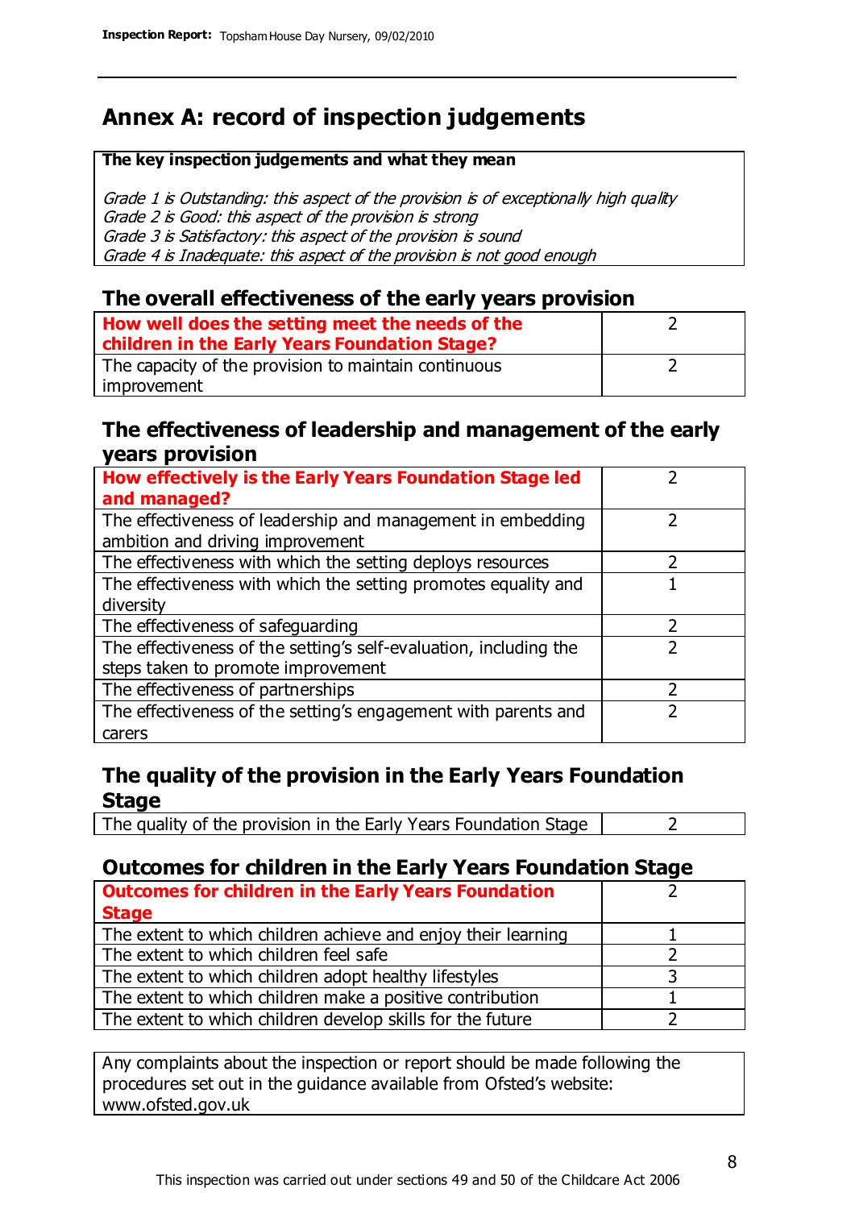# Annex A: record of inspection judgements

**The key inspection judgements and what they mean**

*Grade 1 is Outstanding: this aspect of the provision is of exceptionally high quality*
*Grade 2 is Good: this aspect of the provision is strong*
*Grade 3 is Satisfactory: this aspect of the provision is sound*
*Grade 4 is Inadequate: this aspect of the provision is not good enough*

## The overall effectiveness of the early years provision

| | |
|---|---|
| **How well does the setting meet the needs of the children in the Early Years Foundation Stage?** | 2 |
| The capacity of the provision to maintain continuous improvement | 2 |

## The effectiveness of leadership and management of the early years provision

| | |
|---|---|
| **How effectively is the Early Years Foundation Stage led and managed?** | 2 |
| The effectiveness of leadership and management in embedding ambition and driving improvement | 2 |
| The effectiveness with which the setting deploys resources | 2 |
| The effectiveness with which the setting promotes equality and diversity | 1 |
| The effectiveness of safeguarding | 2 |
| The effectiveness of the setting's self-evaluation, including the steps taken to promote improvement | 2 |
| The effectiveness of partnerships | 2 |
| The effectiveness of the setting's engagement with parents and carers | 2 |

## The quality of the provision in the Early Years Foundation Stage

| | |
|---|---|
| The quality of the provision in the Early Years Foundation Stage | 2 |

## Outcomes for children in the Early Years Foundation Stage

| | |
|---|---|
| **Outcomes for children in the Early Years Foundation Stage** | 2 |
| The extent to which children achieve and enjoy their learning | 1 |
| The extent to which children feel safe | 2 |
| The extent to which children adopt healthy lifestyles | 3 |
| The extent to which children make a positive contribution | 1 |
| The extent to which children develop skills for the future | 2 |

Any complaints about the inspection or report should be made following the procedures set out in the guidance available from Ofsted's website: www.ofsted.gov.uk

This inspection was carried out under sections 49 and 50 of the Childcare Act 2006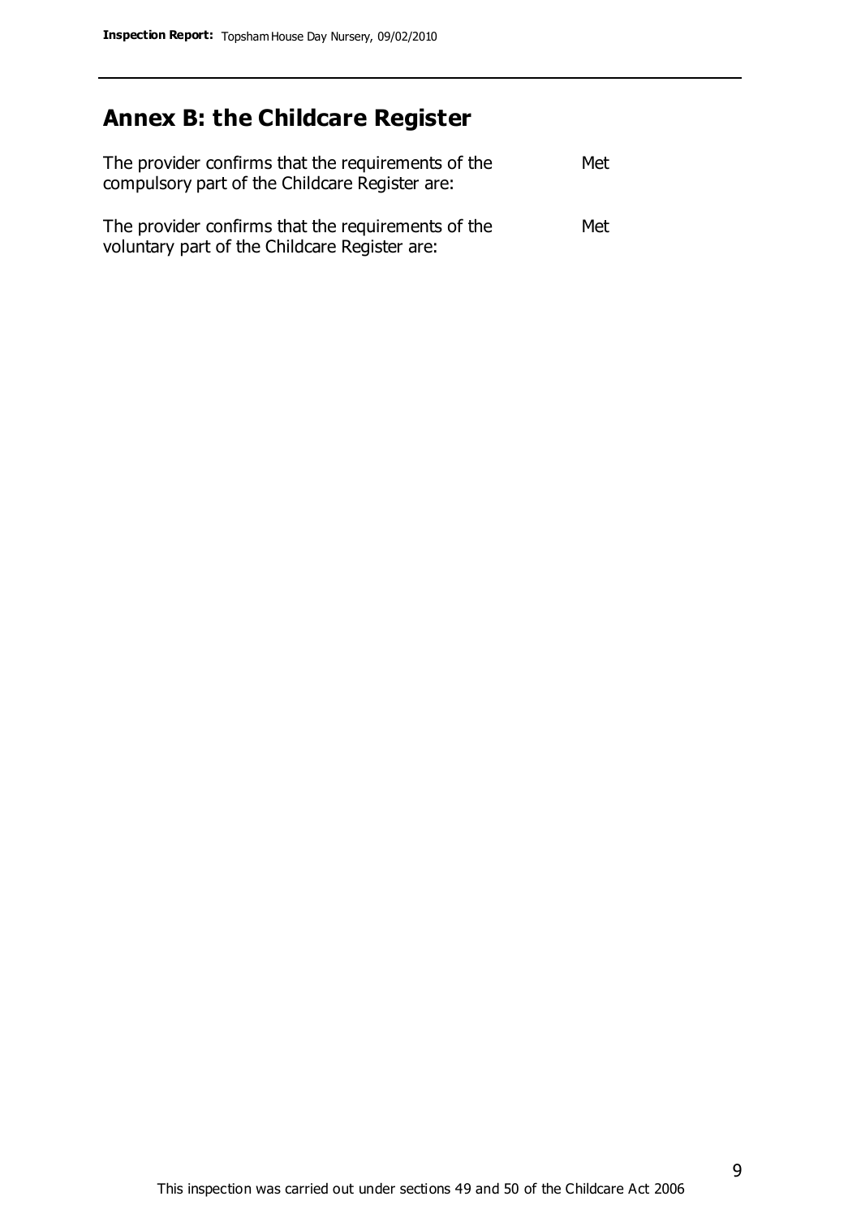## Annex B: the Childcare Register

| | |
|---|---|
| The provider confirms that the requirements of the compulsory part of the Childcare Register are: | Met |
| The provider confirms that the requirements of the voluntary part of the Childcare Register are: | Met |

This inspection was carried out under sections 49 and 50 of the Childcare Act 2006